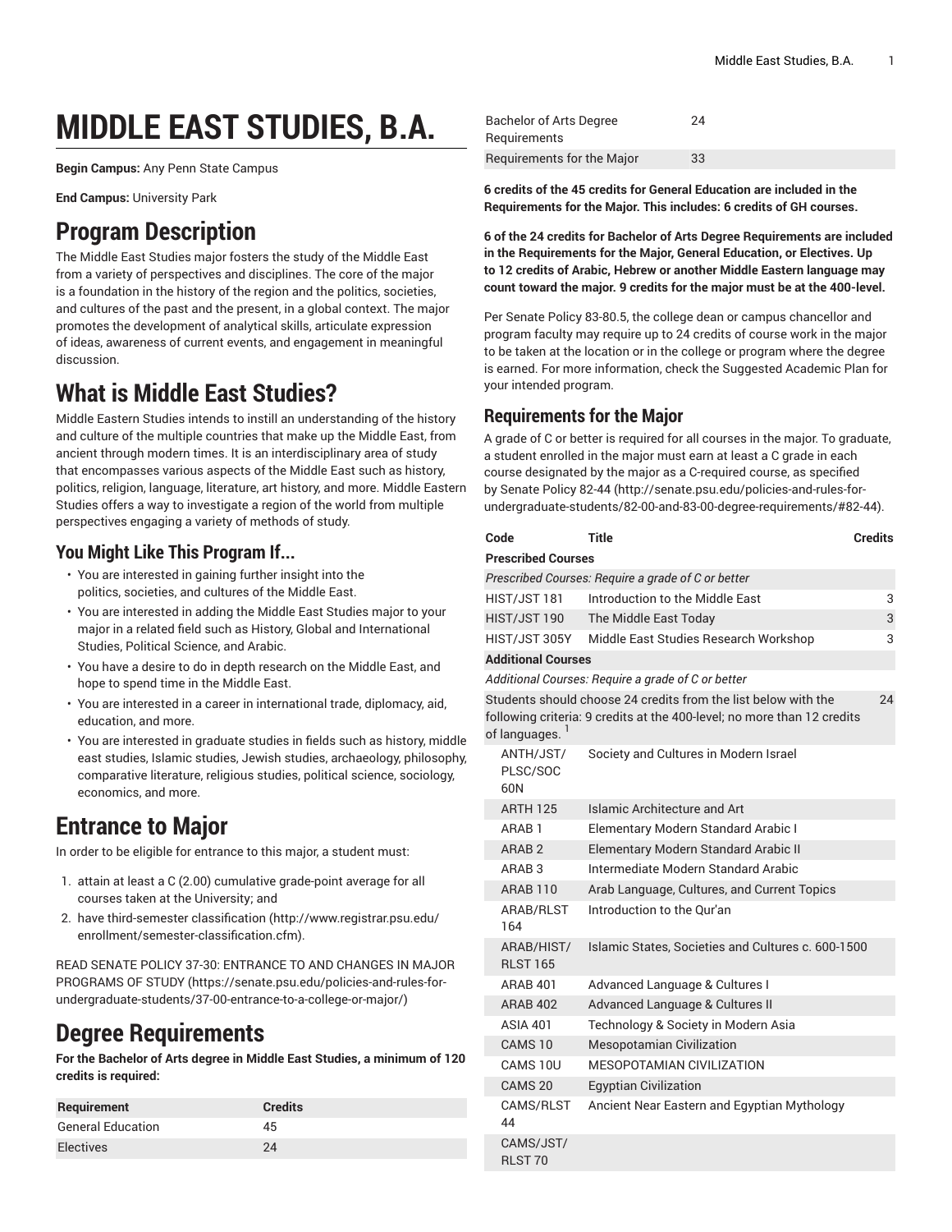# MIDDLE EAST STUDIES, B.A.

**Begin Campus:** Any Penn State Campus

**End Campus:** University Park

## Program Description

The Middle East Studies major fosters the study of the Middle East from a variety of perspectives and disciplines. The core of the major is a foundation in the history of the region and the politics, societies, and cultures of the past and the present, in a global context. The major promotes the development of analytical skills, articulate expression of ideas, awareness of current events, and engagement in meaningful discussion.

## What is Middle East Studies?

Middle Eastern Studies intends to instill an understanding of the history and culture of the multiple countries that make up the Middle East, from ancient through modern times. It is an interdisciplinary area of study that encompasses various aspects of the Middle East such as history, politics, religion, language, literature, art history, and more. Middle Eastern Studies offers a way to investigate a region of the world from multiple perspectives engaging a variety of methods of study.

### You Might Like This Program If...

- You are interested in gaining further insight into the politics, societies, and cultures of the Middle East.
- You are interested in adding the Middle East Studies major to your major in a related field such as History, Global and International Studies, Political Science, and Arabic.
- You have a desire to do in depth research on the Middle East, and hope to spend time in the Middle East.
- You are interested in a career in international trade, diplomacy, aid, education, and more.
- You are interested in graduate studies in fields such as history, middle east studies, Islamic studies, Jewish studies, archaeology, philosophy, comparative literature, religious studies, political science, sociology, economics, and more.

## Entrance to Major

In order to be eligible for entrance to this major, a student must:

1. attain at least a C (2.00) cumulative grade-point average for all courses taken at the University; and
2. have third-semester classification (http://www.registrar.psu.edu/enrollment/semester-classification.cfm).

READ SENATE POLICY 37-30: ENTRANCE TO AND CHANGES IN MAJOR PROGRAMS OF STUDY (https://senate.psu.edu/policies-and-rules-for-undergraduate-students/37-00-entrance-to-a-college-or-major/)

## Degree Requirements

**For the Bachelor of Arts degree in Middle East Studies, a minimum of 120 credits is required:**

| Requirement | Credits |
|---|---|
| General Education | 45 |
| Electives | 24 |
| Bachelor of Arts Degree Requirements | 24 |
| Requirements for the Major | 33 |

**6 credits of the 45 credits for General Education are included in the Requirements for the Major. This includes: 6 credits of GH courses.**

**6 of the 24 credits for Bachelor of Arts Degree Requirements are included in the Requirements for the Major, General Education, or Electives. Up to 12 credits of Arabic, Hebrew or another Middle Eastern language may count toward the major. 9 credits for the major must be at the 400-level.**

Per Senate Policy 83-80.5, the college dean or campus chancellor and program faculty may require up to 24 credits of course work in the major to be taken at the location or in the college or program where the degree is earned. For more information, check the Suggested Academic Plan for your intended program.

### Requirements for the Major

A grade of C or better is required for all courses in the major. To graduate, a student enrolled in the major must earn at least a C grade in each course designated by the major as a C-required course, as specified by Senate Policy 82-44 (http://senate.psu.edu/policies-and-rules-for-undergraduate-students/82-00-and-83-00-degree-requirements/#82-44).

| Code | Title | Credits |
|---|---|---|
| **Prescribed Courses** | | |
| *Prescribed Courses: Require a grade of C or better* | | |
| HIST/JST 181 | Introduction to the Middle East | 3 |
| HIST/JST 190 | The Middle East Today | 3 |
| HIST/JST 305Y | Middle East Studies Research Workshop | 3 |
| **Additional Courses** | | |
| *Additional Courses: Require a grade of C or better* | | |
| Students should choose 24 credits from the list below with the following criteria: 9 credits at the 400-level; no more than 12 credits of languages. [1] | | 24 |
| ANTH/JST/PLSC/SOC 60N | Society and Cultures in Modern Israel | |
| ARTH 125 | Islamic Architecture and Art | |
| ARAB 1 | Elementary Modern Standard Arabic I | |
| ARAB 2 | Elementary Modern Standard Arabic II | |
| ARAB 3 | Intermediate Modern Standard Arabic | |
| ARAB 110 | Arab Language, Cultures, and Current Topics | |
| ARAB/RLST 164 | Introduction to the Qur'an | |
| ARAB/HIST/RLST 165 | Islamic States, Societies and Cultures c. 600-1500 | |
| ARAB 401 | Advanced Language & Cultures I | |
| ARAB 402 | Advanced Language & Cultures II | |
| ASIA 401 | Technology & Society in Modern Asia | |
| CAMS 10 | Mesopotamian Civilization | |
| CAMS 10U | MESOPOTAMIAN CIVILIZATION | |
| CAMS 20 | Egyptian Civilization | |
| CAMS/RLST 44 | Ancient Near Eastern and Egyptian Mythology | |
| CAMS/JST/RLST 70 | | |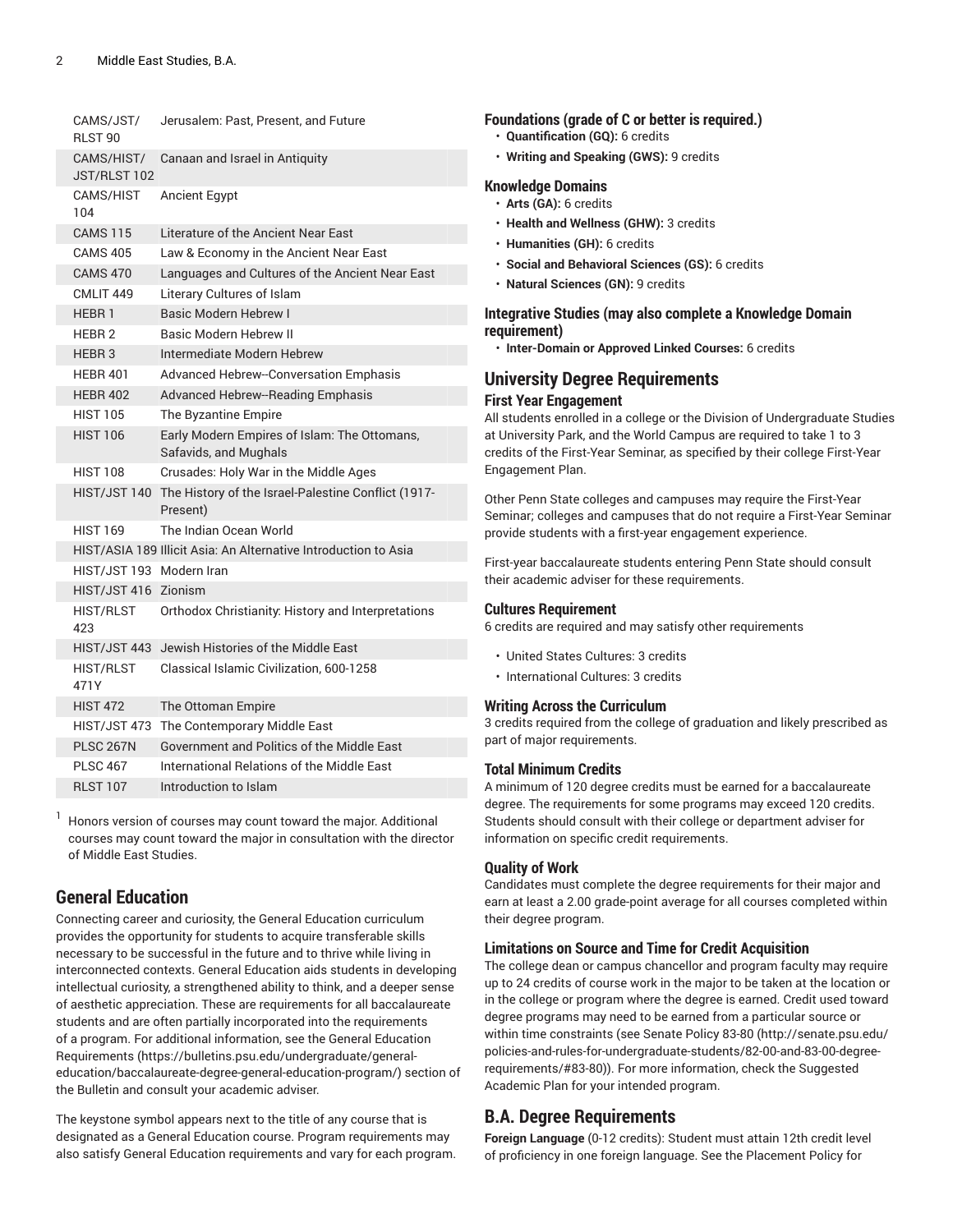| | |
|---|---|
| CAMS/JST/RLST 90 | Jerusalem: Past, Present, and Future |
| CAMS/HIST/JST/RLST 102 | Canaan and Israel in Antiquity |
| CAMS/HIST 104 | Ancient Egypt |
| CAMS 115 | Literature of the Ancient Near East |
| CAMS 405 | Law & Economy in the Ancient Near East |
| CAMS 470 | Languages and Cultures of the Ancient Near East |
| CMLIT 449 | Literary Cultures of Islam |
| HEBR 1 | Basic Modern Hebrew I |
| HEBR 2 | Basic Modern Hebrew II |
| HEBR 3 | Intermediate Modern Hebrew |
| HEBR 401 | Advanced Hebrew--Conversation Emphasis |
| HEBR 402 | Advanced Hebrew--Reading Emphasis |
| HIST 105 | The Byzantine Empire |
| HIST 106 | Early Modern Empires of Islam: The Ottomans, Safavids, and Mughals |
| HIST 108 | Crusades: Holy War in the Middle Ages |
| HIST/JST 140 | The History of the Israel-Palestine Conflict (1917-Present) |
| HIST 169 | The Indian Ocean World |
| HIST/ASIA 189 | Illicit Asia: An Alternative Introduction to Asia |
| HIST/JST 193 | Modern Iran |
| HIST/JST 416 | Zionism |
| HIST/RLST 423 | Orthodox Christianity: History and Interpretations |
| HIST/JST 443 | Jewish Histories of the Middle East |
| HIST/RLST 471Y | Classical Islamic Civilization, 600-1258 |
| HIST 472 | The Ottoman Empire |
| HIST/JST 473 | The Contemporary Middle East |
| PLSC 267N | Government and Politics of the Middle East |
| PLSC 467 | International Relations of the Middle East |
| RLST 107 | Introduction to Islam |

[1] Honors version of courses may count toward the major. Additional courses may count toward the major in consultation with the director of Middle East Studies.

## General Education

Connecting career and curiosity, the General Education curriculum provides the opportunity for students to acquire transferable skills necessary to be successful in the future and to thrive while living in interconnected contexts. General Education aids students in developing intellectual curiosity, a strengthened ability to think, and a deeper sense of aesthetic appreciation. These are requirements for all baccalaureate students and are often partially incorporated into the requirements of a program. For additional information, see the General Education Requirements (https://bulletins.psu.edu/undergraduate/general-education/baccalaureate-degree-general-education-program/) section of the Bulletin and consult your academic adviser.

The keystone symbol appears next to the title of any course that is designated as a General Education course. Program requirements may also satisfy General Education requirements and vary for each program.

### Foundations (grade of C or better is required.)

- **Quantification (GQ):** 6 credits
- **Writing and Speaking (GWS):** 9 credits

### Knowledge Domains

- **Arts (GA):** 6 credits
- **Health and Wellness (GHW):** 3 credits
- **Humanities (GH):** 6 credits
- **Social and Behavioral Sciences (GS):** 6 credits
- **Natural Sciences (GN):** 9 credits

### Integrative Studies (may also complete a Knowledge Domain requirement)

- **Inter-Domain or Approved Linked Courses:** 6 credits

## University Degree Requirements

### First Year Engagement

All students enrolled in a college or the Division of Undergraduate Studies at University Park, and the World Campus are required to take 1 to 3 credits of the First-Year Seminar, as specified by their college First-Year Engagement Plan.

Other Penn State colleges and campuses may require the First-Year Seminar; colleges and campuses that do not require a First-Year Seminar provide students with a first-year engagement experience.

First-year baccalaureate students entering Penn State should consult their academic adviser for these requirements.

### Cultures Requirement

6 credits are required and may satisfy other requirements

- United States Cultures: 3 credits
- International Cultures: 3 credits

### Writing Across the Curriculum

3 credits required from the college of graduation and likely prescribed as part of major requirements.

### Total Minimum Credits

A minimum of 120 degree credits must be earned for a baccalaureate degree. The requirements for some programs may exceed 120 credits. Students should consult with their college or department adviser for information on specific credit requirements.

### Quality of Work

Candidates must complete the degree requirements for their major and earn at least a 2.00 grade-point average for all courses completed within their degree program.

### Limitations on Source and Time for Credit Acquisition

The college dean or campus chancellor and program faculty may require up to 24 credits of course work in the major to be taken at the location or in the college or program where the degree is earned. Credit used toward degree programs may need to be earned from a particular source or within time constraints (see Senate Policy 83-80 (http://senate.psu.edu/policies-and-rules-for-undergraduate-students/82-00-and-83-00-degree-requirements/#83-80)). For more information, check the Suggested Academic Plan for your intended program.

## B.A. Degree Requirements

**Foreign Language** (0-12 credits): Student must attain 12th credit level of proficiency in one foreign language. See the Placement Policy for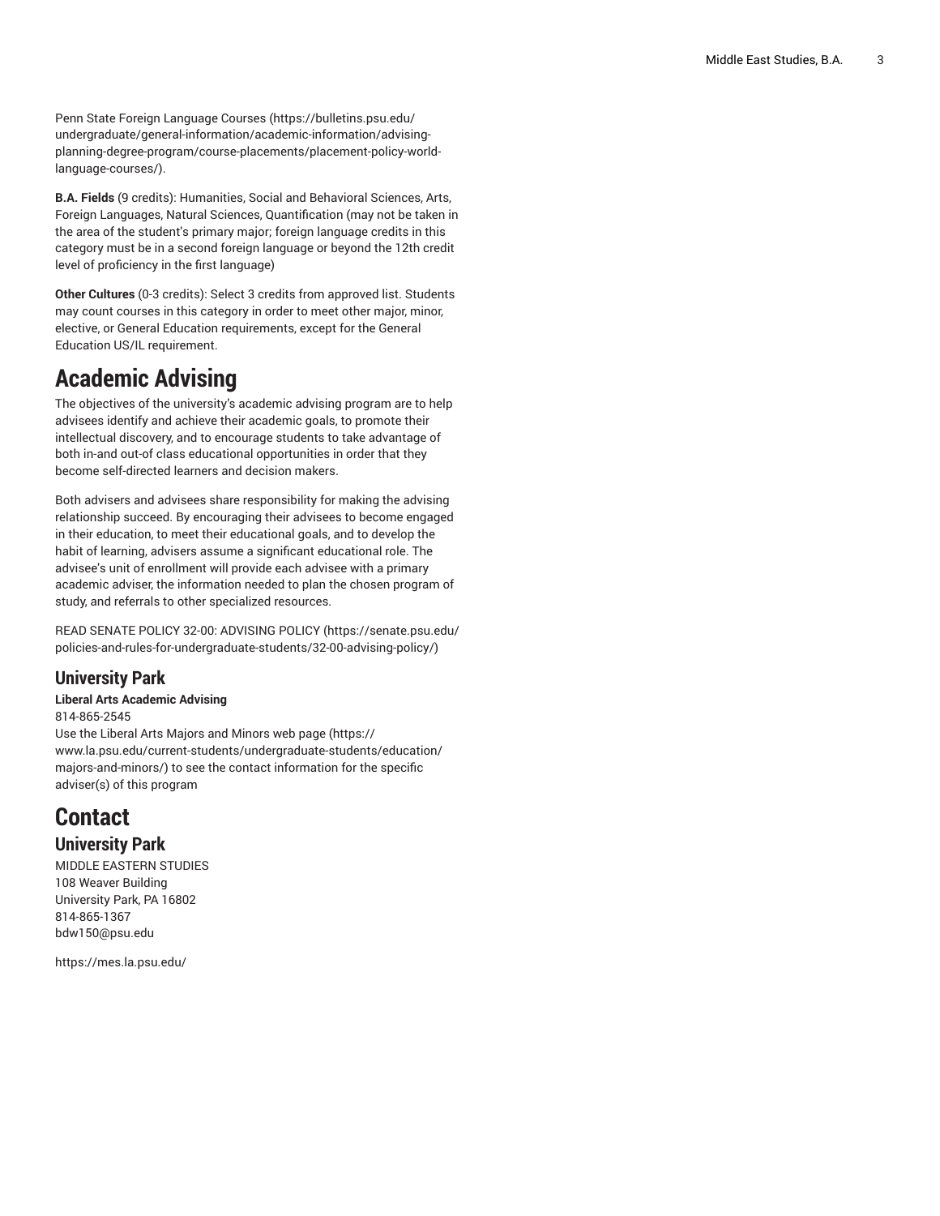Penn State Foreign Language Courses (https://bulletins.psu.edu/undergraduate/general-information/academic-information/advising-planning-degree-program/course-placements/placement-policy-world-language-courses/).

**B.A. Fields** (9 credits): Humanities, Social and Behavioral Sciences, Arts, Foreign Languages, Natural Sciences, Quantification (may not be taken in the area of the student's primary major; foreign language credits in this category must be in a second foreign language or beyond the 12th credit level of proficiency in the first language)

**Other Cultures** (0-3 credits): Select 3 credits from approved list. Students may count courses in this category in order to meet other major, minor, elective, or General Education requirements, except for the General Education US/IL requirement.

# Academic Advising

The objectives of the university's academic advising program are to help advisees identify and achieve their academic goals, to promote their intellectual discovery, and to encourage students to take advantage of both in-and out-of class educational opportunities in order that they become self-directed learners and decision makers.

Both advisers and advisees share responsibility for making the advising relationship succeed. By encouraging their advisees to become engaged in their education, to meet their educational goals, and to develop the habit of learning, advisers assume a significant educational role. The advisee's unit of enrollment will provide each advisee with a primary academic adviser, the information needed to plan the chosen program of study, and referrals to other specialized resources.

READ SENATE POLICY 32-00: ADVISING POLICY (https://senate.psu.edu/policies-and-rules-for-undergraduate-students/32-00-advising-policy/)

## University Park

**Liberal Arts Academic Advising**
814-865-2545
Use the Liberal Arts Majors and Minors web page (https://www.la.psu.edu/current-students/undergraduate-students/education/majors-and-minors/) to see the contact information for the specific adviser(s) of this program

# Contact

## University Park

MIDDLE EASTERN STUDIES
108 Weaver Building
University Park, PA 16802
814-865-1367
bdw150@psu.edu

https://mes.la.psu.edu/